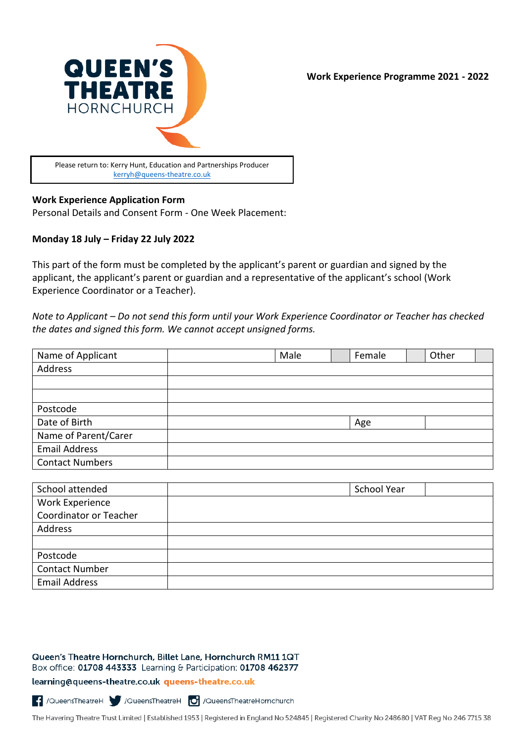**Work Experience Programme 2021 - 2022**

Please return to: Kerry Hunt, Education and Partnerships Producer
kerryh@queens-theatre.co.uk

**Work Experience Application Form**

Personal Details and Consent Form - One Week Placement:

**Monday 18 July – Friday 22 July 2022**

This part of the form must be completed by the applicant's parent or guardian and signed by the applicant, the applicant's parent or guardian and a representative of the applicant's school (Work Experience Coordinator or a Teacher).

*Note to Applicant – Do not send this form until your Work Experience Coordinator or Teacher has checked the dates and signed this form. We cannot accept unsigned forms.*

| Name of Applicant | | Male | | Female | | Other | |
|---|---|---|---|---|---|---|---|
| Address | | | | | | | |
| | | | | | | | |
| | | | | | | | |
| Postcode | | | | | | | |
| Date of Birth | | | | Age | | | |
| Name of Parent/Carer | | | | | | | |
| Email Address | | | | | | | |
| Contact Numbers | | | | | | | |

| School attended | | School Year | |
|---|---|---|---|
| Work Experience Coordinator or Teacher | | | |
| Address | | | |
| | | | |
| Postcode | | | |
| Contact Number | | | |
| Email Address | | | |

Queen's Theatre Hornchurch, Billet Lane, Hornchurch RM11 1QT
Box office: **01708 443333** Learning & Participation: **01708 462377**
learning@queens-theatre.co.uk **queens-theatre.co.uk**

/QueensTheatreH /QueensTheatreH /QueensTheatreHornchurch

The Havering Theatre Trust Limited | Established 1953 | Registered in England No 524845 | Registered Charity No 248680 | VAT Reg No 246 7715 38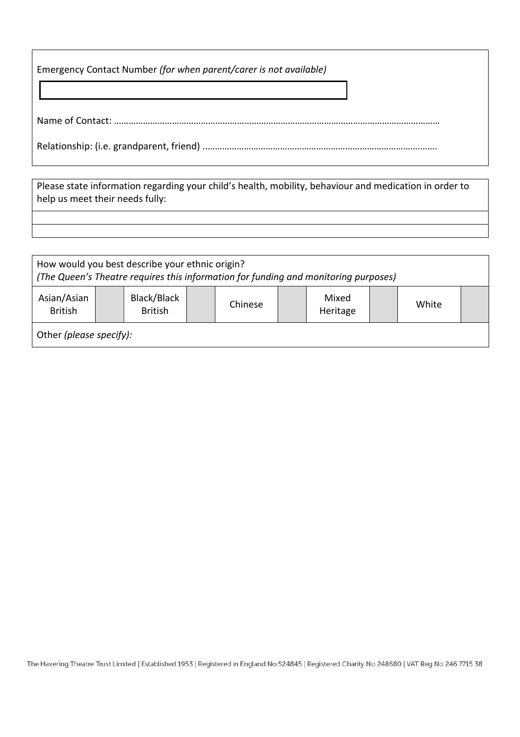Emergency Contact Number *(for when parent/carer is not available)*

Name of Contact: ……………………………………………………………………………………………………………………………

Relationship: (i.e. grandparent, friend) …………………………………………………………………………………….

Please state information regarding your child's health, mobility, behaviour and medication in order to help us meet their needs fully:

How would you best describe your ethnic origin?
*(The Queen's Theatre requires this information for funding and monitoring purposes)*

| Asian/Asian British | | Black/Black British | | Chinese | | Mixed Heritage | | White | |
|---|---|---|---|---|---|---|---|---|---|

Other *(please specify)*: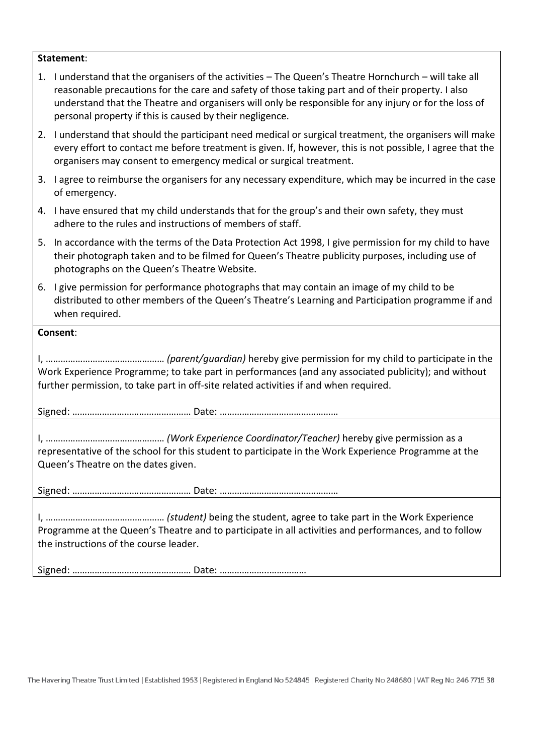**Statement**:

1. I understand that the organisers of the activities – The Queen's Theatre Hornchurch – will take all reasonable precautions for the care and safety of those taking part and of their property. I also understand that the Theatre and organisers will only be responsible for any injury or for the loss of personal property if this is caused by their negligence.
2. I understand that should the participant need medical or surgical treatment, the organisers will make every effort to contact me before treatment is given. If, however, this is not possible, I agree that the organisers may consent to emergency medical or surgical treatment.
3. I agree to reimburse the organisers for any necessary expenditure, which may be incurred in the case of emergency.
4. I have ensured that my child understands that for the group's and their own safety, they must adhere to the rules and instructions of members of staff.
5. In accordance with the terms of the Data Protection Act 1998, I give permission for my child to have their photograph taken and to be filmed for Queen's Theatre publicity purposes, including use of photographs on the Queen's Theatre Website.
6. I give permission for performance photographs that may contain an image of my child to be distributed to other members of the Queen's Theatre's Learning and Participation programme if and when required.

**Consent**:

I, ………………………………………… *(parent/guardian)* hereby give permission for my child to participate in the Work Experience Programme; to take part in performances (and any associated publicity); and without further permission, to take part in off-site related activities if and when required.

Signed: ………………………………………… Date: …………………………………………

I, ………………………………………… *(Work Experience Coordinator/Teacher)* hereby give permission as a representative of the school for this student to participate in the Work Experience Programme at the Queen's Theatre on the dates given.

Signed: ………………………………………… Date: …………………………………………

I, ………………………………………… *(student)* being the student, agree to take part in the Work Experience Programme at the Queen's Theatre and to participate in all activities and performances, and to follow the instructions of the course leader.

Signed: ………………………………………… Date: ……………………………

The Havering Theatre Trust Limited | Established 1953 | Registered in England No 524845 | Registered Charity No 248680 | VAT Reg No 246 7715 38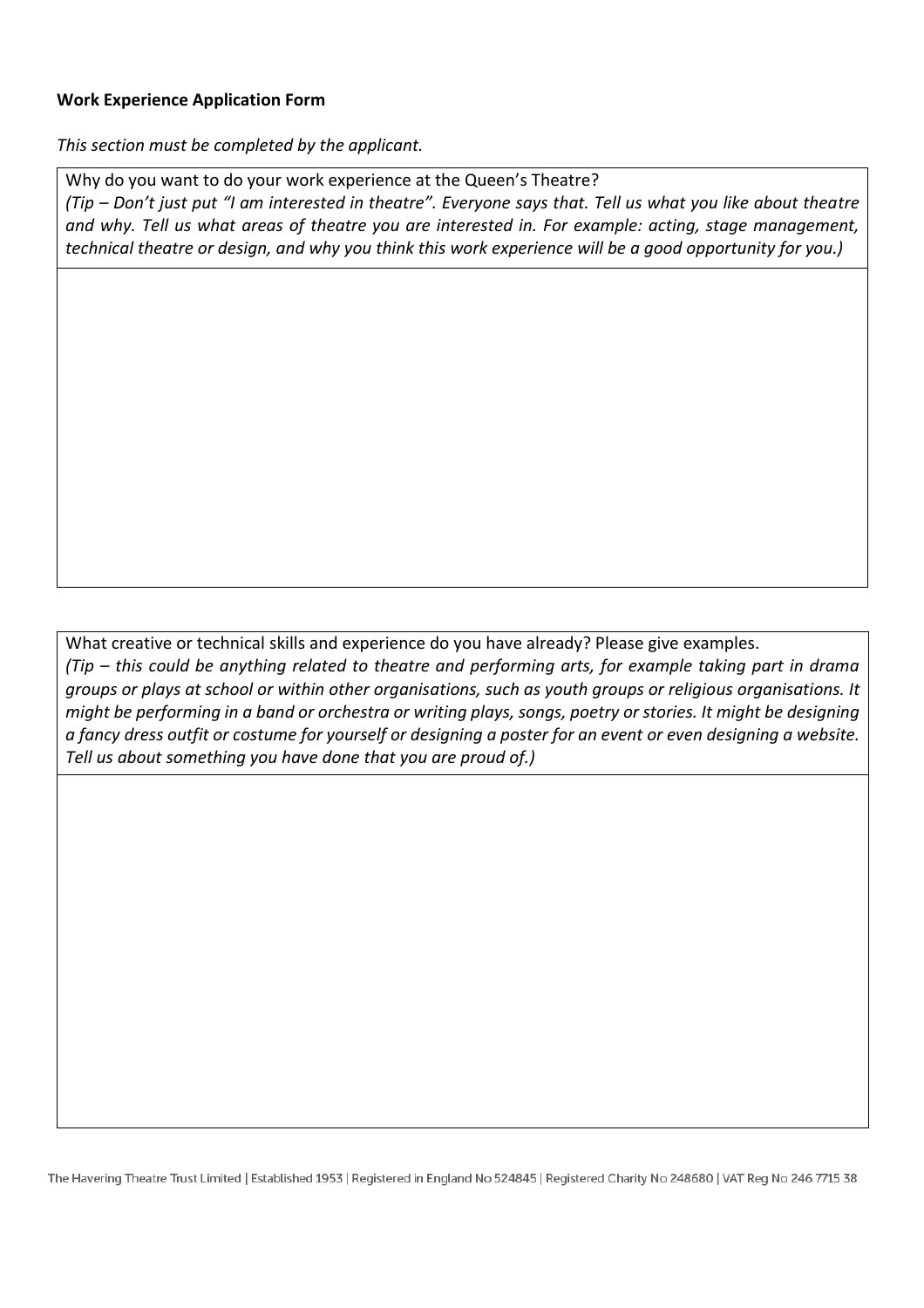**Work Experience Application Form**

*This section must be completed by the applicant.*

| Why do you want to do your work experience at the Queen's Theatre? *(Tip – Don't just put "I am interested in theatre". Everyone says that. Tell us what you like about theatre and why. Tell us what areas of theatre you are interested in. For example: acting, stage management, technical theatre or design, and why you think this work experience will be a good opportunity for you.)* |
|---|
| |

| What creative or technical skills and experience do you have already? Please give examples. *(Tip – this could be anything related to theatre and performing arts, for example taking part in drama groups or plays at school or within other organisations, such as youth groups or religious organisations. It might be performing in a band or orchestra or writing plays, songs, poetry or stories. It might be designing a fancy dress outfit or costume for yourself or designing a poster for an event or even designing a website. Tell us about something you have done that you are proud of.)* |
|---|
| |

The Havering Theatre Trust Limited | Established 1953 | Registered in England No 524845 | Registered Charity No 248680 | VAT Reg No 246 7715 38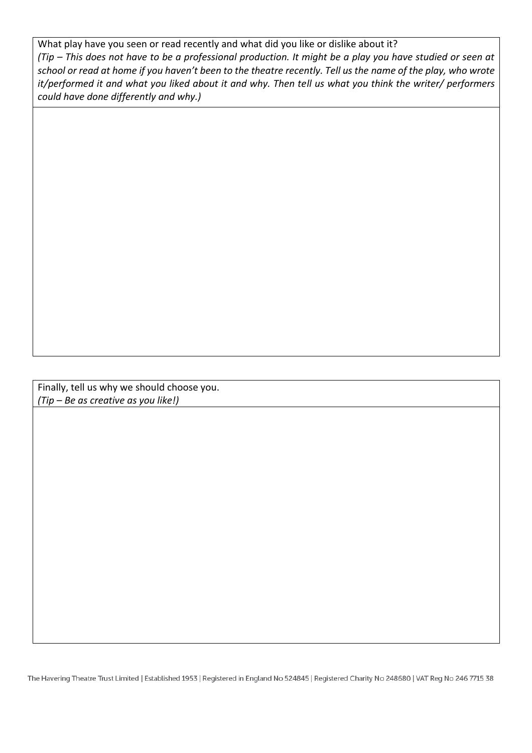What play have you seen or read recently and what did you like or dislike about it?

*(Tip – This does not have to be a professional production. It might be a play you have studied or seen at school or read at home if you haven't been to the theatre recently. Tell us the name of the play, who wrote it/performed it and what you liked about it and why. Then tell us what you think the writer/ performers could have done differently and why.)*

Finally, tell us why we should choose you.

*(Tip – Be as creative as you like!)*

The Havering Theatre Trust Limited | Established 1953 | Registered in England No 524845 | Registered Charity No 248680 | VAT Reg No 246 7715 38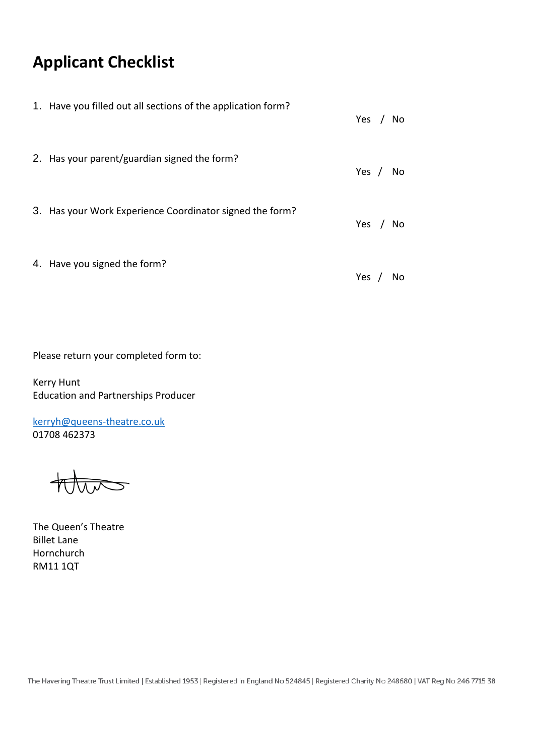# Applicant Checklist

1. Have you filled out all sections of the application form? Yes / No

2. Has your parent/guardian signed the form? Yes / No

3. Has your Work Experience Coordinator signed the form? Yes / No

4. Have you signed the form? Yes / No

Please return your completed form to:

Kerry Hunt
Education and Partnerships Producer

kerryh@queens-theatre.co.uk
01708 462373

The Queen's Theatre
Billet Lane
Hornchurch
RM11 1QT

The Havering Theatre Trust Limited | Established 1953 | Registered in England No 524845 | Registered Charity No 248680 | VAT Reg No 246 7715 38